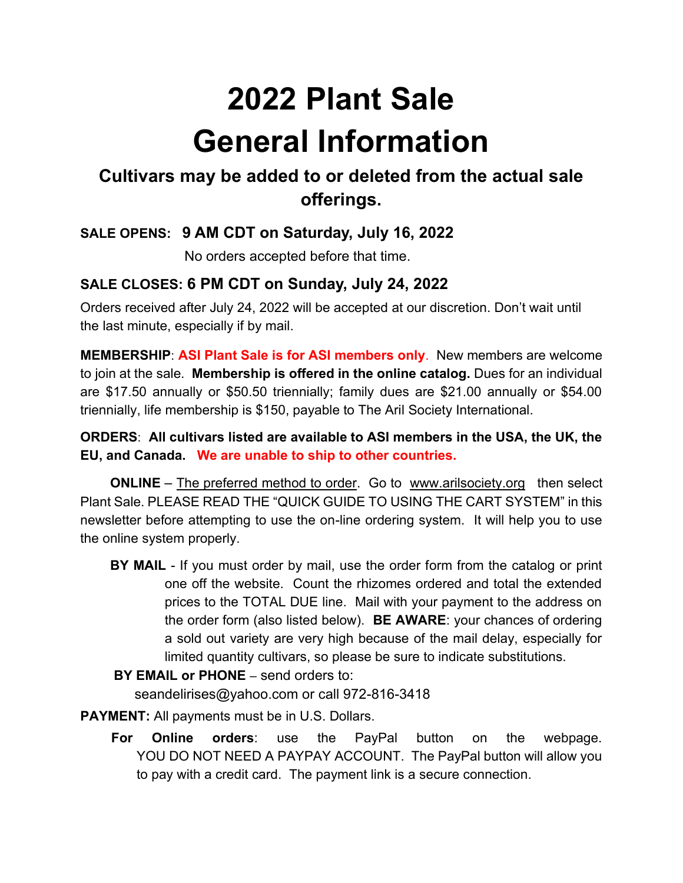# 2022 Plant Sale
# General Information

### Cultivars may be added to or deleted from the actual sale offerings.

**SALE OPENS: 9 AM CDT on Saturday, July 16, 2022**

No orders accepted before that time.

**SALE CLOSES: 6 PM CDT on Sunday, July 24, 2022**

Orders received after July 24, 2022 will be accepted at our discretion. Don't wait until the last minute, especially if by mail.

**MEMBERSHIP**: **ASI Plant Sale is for ASI members only**. New members are welcome to join at the sale. **Membership is offered in the online catalog.** Dues for an individual are $17.50 annually or $50.50 triennially; family dues are $21.00 annually or $54.00 triennially, life membership is $150, payable to The Aril Society International.

**ORDERS**: **All cultivars listed are available to ASI members in the USA, the UK, the EU, and Canada. We are unable to ship to other countries.**

**ONLINE** – The preferred method to order. Go to www.arilsociety.org then select Plant Sale. PLEASE READ THE "QUICK GUIDE TO USING THE CART SYSTEM" in this newsletter before attempting to use the on-line ordering system. It will help you to use the online system properly.

**BY MAIL** - If you must order by mail, use the order form from the catalog or print one off the website. Count the rhizomes ordered and total the extended prices to the TOTAL DUE line. Mail with your payment to the address on the order form (also listed below). **BE AWARE**: your chances of ordering a sold out variety are very high because of the mail delay, especially for limited quantity cultivars, so please be sure to indicate substitutions.

**BY EMAIL or PHONE** – send orders to:
seandelirises@yahoo.com or call 972-816-3418

**PAYMENT:** All payments must be in U.S. Dollars.

**For Online orders**: use the PayPal button on the webpage. YOU DO NOT NEED A PAYPAY ACCOUNT. The PayPal button will allow you to pay with a credit card. The payment link is a secure connection.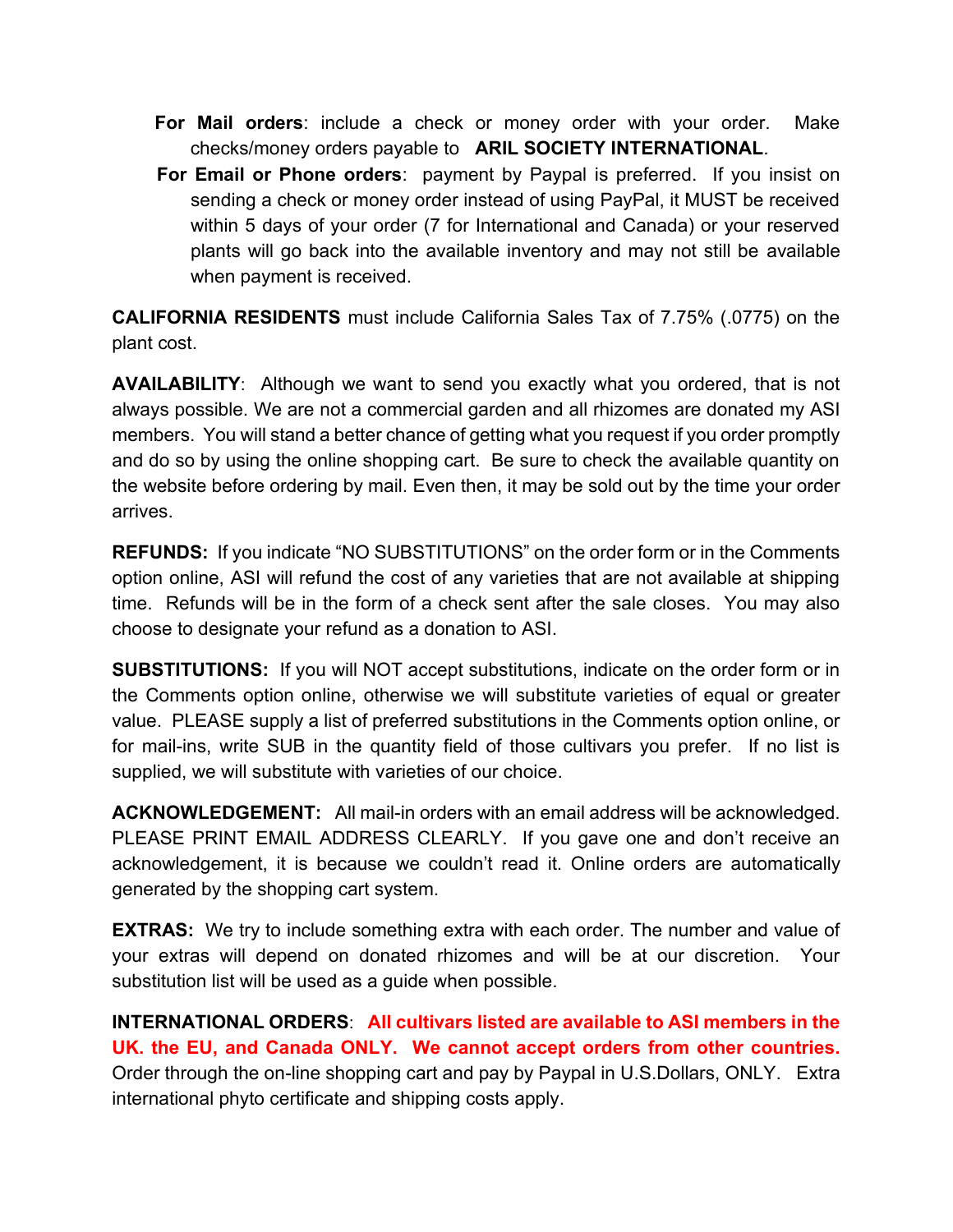- **For Mail orders**: include a check or money order with your order. Make checks/money orders payable to **ARIL SOCIETY INTERNATIONAL**.
- **For Email or Phone orders**: payment by Paypal is preferred. If you insist on sending a check or money order instead of using PayPal, it MUST be received within 5 days of your order (7 for International and Canada) or your reserved plants will go back into the available inventory and may not still be available when payment is received.

**CALIFORNIA RESIDENTS** must include California Sales Tax of 7.75% (.0775) on the plant cost.

**AVAILABILITY**: Although we want to send you exactly what you ordered, that is not always possible. We are not a commercial garden and all rhizomes are donated my ASI members. You will stand a better chance of getting what you request if you order promptly and do so by using the online shopping cart. Be sure to check the available quantity on the website before ordering by mail. Even then, it may be sold out by the time your order arrives.

**REFUNDS:** If you indicate "NO SUBSTITUTIONS" on the order form or in the Comments option online, ASI will refund the cost of any varieties that are not available at shipping time. Refunds will be in the form of a check sent after the sale closes. You may also choose to designate your refund as a donation to ASI.

**SUBSTITUTIONS:** If you will NOT accept substitutions, indicate on the order form or in the Comments option online, otherwise we will substitute varieties of equal or greater value. PLEASE supply a list of preferred substitutions in the Comments option online, or for mail-ins, write SUB in the quantity field of those cultivars you prefer. If no list is supplied, we will substitute with varieties of our choice.

**ACKNOWLEDGEMENT:** All mail-in orders with an email address will be acknowledged. PLEASE PRINT EMAIL ADDRESS CLEARLY. If you gave one and don't receive an acknowledgement, it is because we couldn't read it. Online orders are automatically generated by the shopping cart system.

**EXTRAS:** We try to include something extra with each order. The number and value of your extras will depend on donated rhizomes and will be at our discretion. Your substitution list will be used as a guide when possible.

**INTERNATIONAL ORDERS**: **All cultivars listed are available to ASI members in the UK. the EU, and Canada ONLY. We cannot accept orders from other countries.** Order through the on-line shopping cart and pay by Paypal in U.S.Dollars, ONLY. Extra international phyto certificate and shipping costs apply.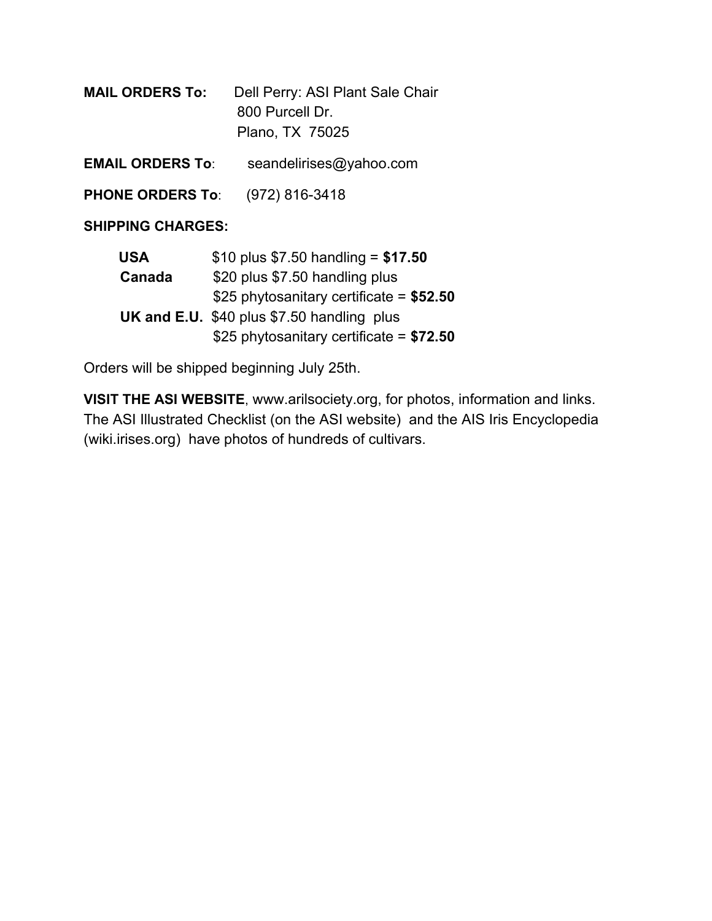**MAIL ORDERS To:** Dell Perry: ASI Plant Sale Chair
800 Purcell Dr.
Plano, TX 75025

**EMAIL ORDERS To**: seandelirises@yahoo.com

**PHONE ORDERS To**: (972) 816-3418

**SHIPPING CHARGES:**

| | |
|---|---|
| **USA** | $10 plus $7.50 handling = **$17.50** |
| **Canada** | $20 plus $7.50 handling plus $25 phytosanitary certificate = **$52.50** |
| **UK and E.U.** | $40 plus $7.50 handling plus $25 phytosanitary certificate = **$72.50** |

Orders will be shipped beginning July 25th.

**VISIT THE ASI WEBSITE**, www.arilsociety.org, for photos, information and links. The ASI Illustrated Checklist (on the ASI website) and the AIS Iris Encyclopedia (wiki.irises.org) have photos of hundreds of cultivars.